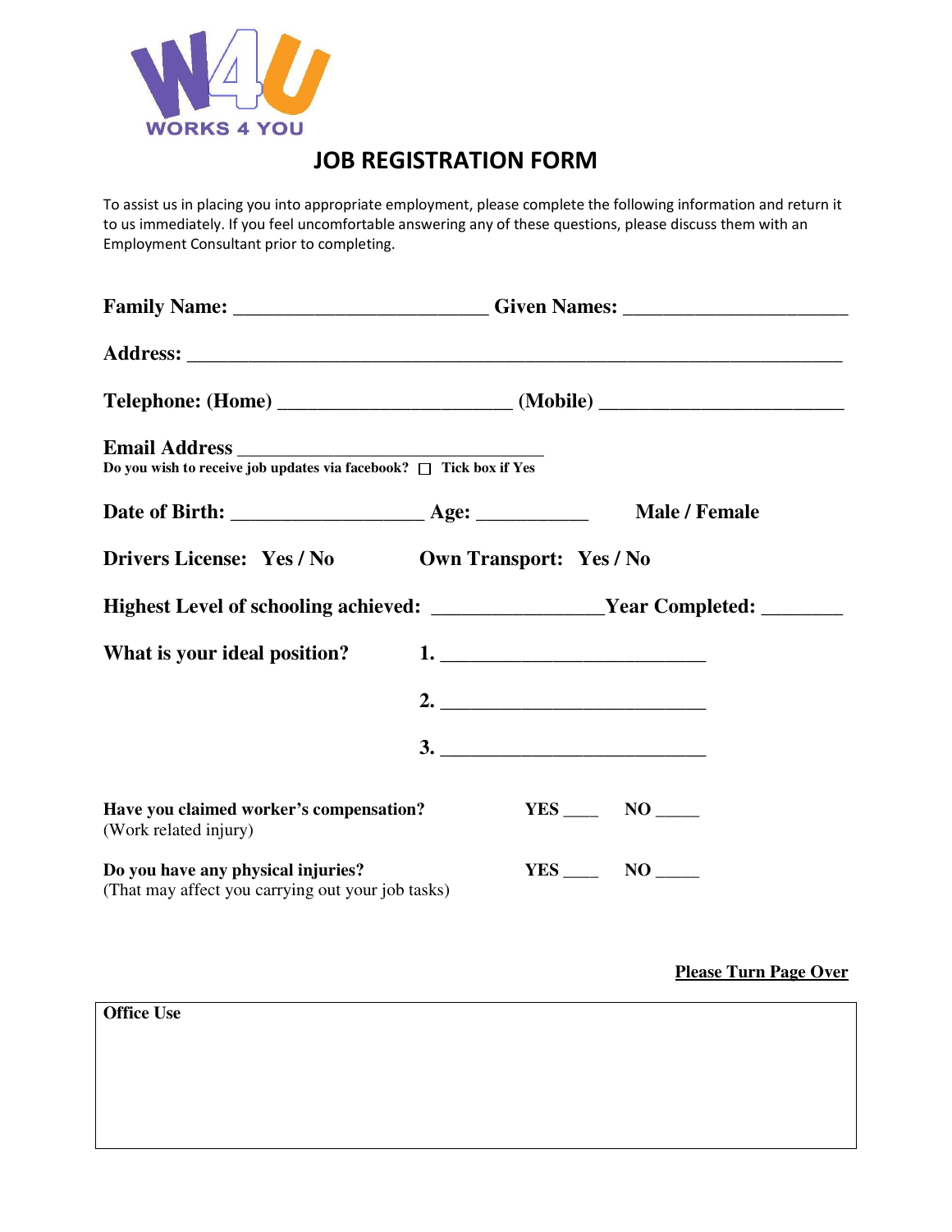WORKS 4 YOU

# JOB REGISTRATION FORM

To assist us in placing you into appropriate employment, please complete the following information and return it to us immediately. If you feel uncomfortable answering any of these questions, please discuss them with an Employment Consultant prior to completing.

**Family Name:** ________________________ **Given Names:** _____________________

**Address:** ____________________________________________________________

**Telephone: (Home)** ______________________ **(Mobile)** _______________________

**Email Address** _____________________________

**Do you wish to receive job updates via facebook?** ☐ **Tick box if Yes**

**Date of Birth:** __________________ **Age:** __________ **Male / Female**

**Drivers License: Yes / No** **Own Transport: Yes / No**

**Highest Level of schooling achieved:** ________________ **Year Completed:** ________

**What is your ideal position?**

**1.** __________________________

**2.** __________________________

**3.** __________________________

**Have you claimed worker's compensation?** **YES** ____ **NO** _____
(Work related injury)

**Do you have any physical injuries?** **YES** ____ **NO** _____
(That may affect you carrying out your job tasks)

**Please Turn Page Over**

**Office Use**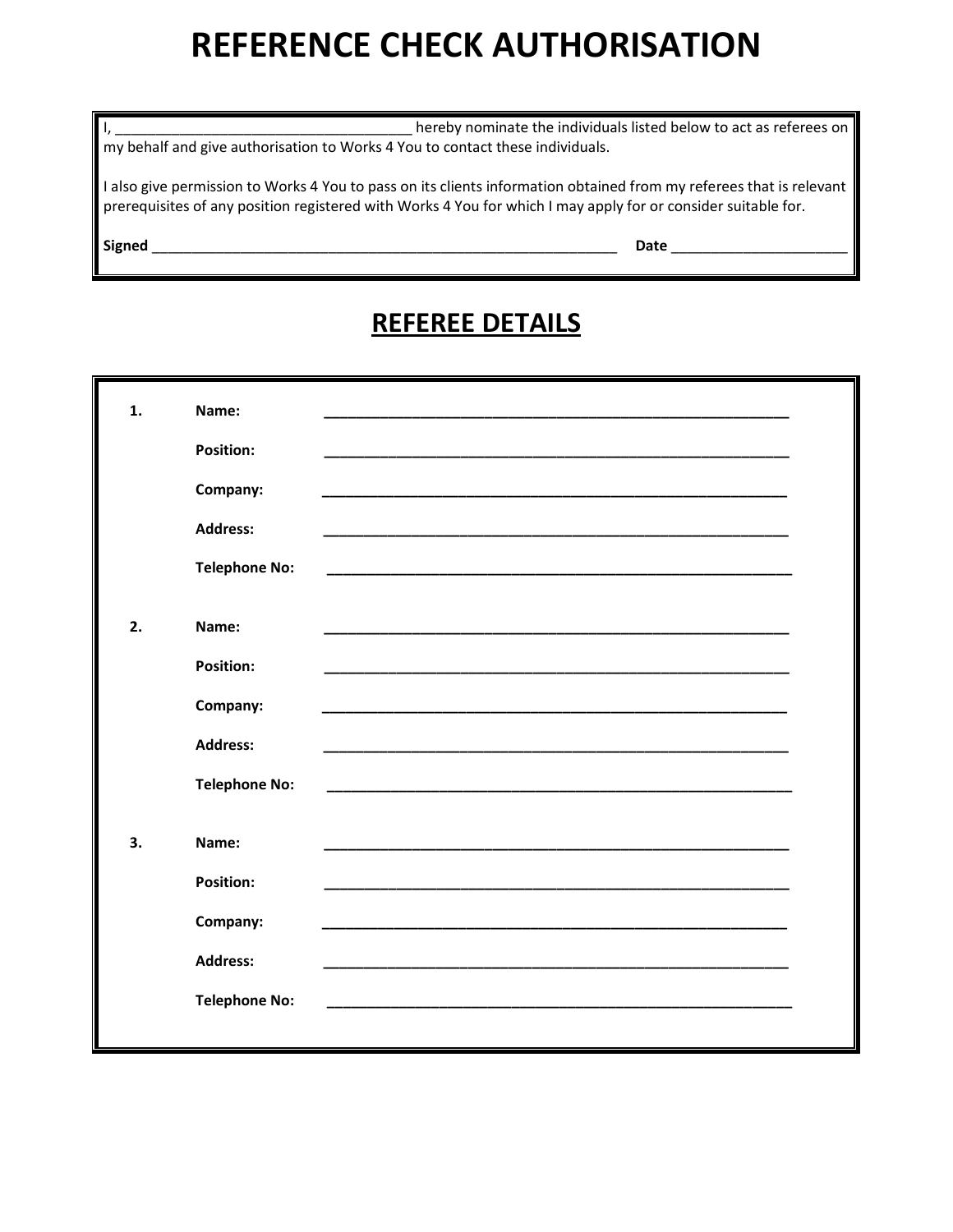# REFERENCE CHECK AUTHORISATION

I, ______________________________________ hereby nominate the individuals listed below to act as referees on my behalf and give authorisation to Works 4 You to contact these individuals.

I also give permission to Works 4 You to pass on its clients information obtained from my referees that is relevant prerequisites of any position registered with Works 4 You for which I may apply for or consider suitable for.

**Signed** ______________________________________________________________ **Date** ______________________

## REFEREE DETAILS

**1.** **Name:** ____________________________________________________________

**Position:** ____________________________________________________________

**Company:** ____________________________________________________________

**Address:** ____________________________________________________________

**Telephone No:** ____________________________________________________________

**2.** **Name:** ____________________________________________________________

**Position:** ____________________________________________________________

**Company:** ____________________________________________________________

**Address:** ____________________________________________________________

**Telephone No:** ____________________________________________________________

**3.** **Name:** ____________________________________________________________

**Position:** ____________________________________________________________

**Company:** ____________________________________________________________

**Address:** ____________________________________________________________

**Telephone No:** ____________________________________________________________